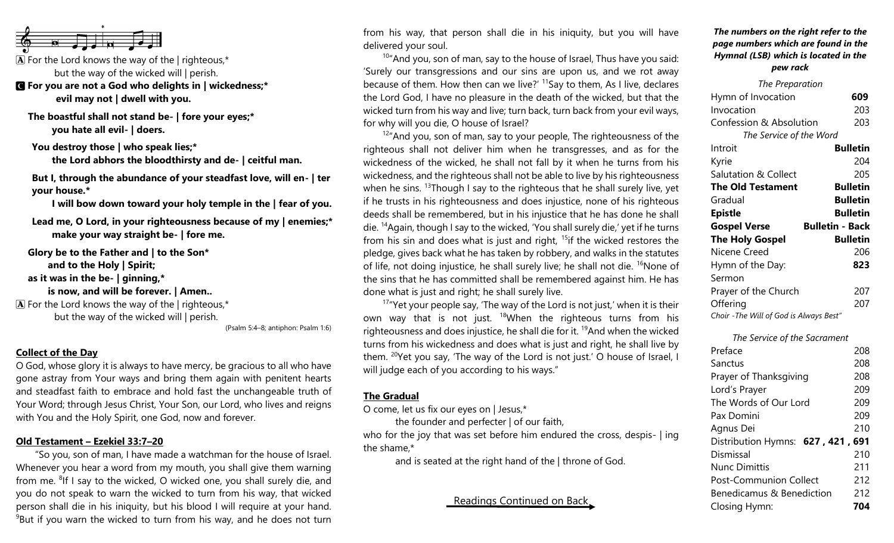A For the Lord knows the way of the | righteous,*
but the way of the wicked will | perish.

**C For you are not a God who delights in | wickedness;***
**evil may not | dwell with you.**

**The boastful shall not stand be- | fore your eyes;***
**you hate all evil- | doers.**

**You destroy those | who speak lies;***
**the Lord abhors the bloodthirsty and de- | ceitful man.**

**But I, through the abundance of your steadfast love, will en- | ter your house.***
**I will bow down toward your holy temple in the | fear of you.**

**Lead me, O Lord, in your righteousness because of my | enemies;***
**make your way straight be- | fore me.**

**Glory be to the Father and | to the Son***
**and to the Holy | Spirit;**
**as it was in the be- | ginning,***
**is now, and will be forever. | Amen..**

A For the Lord knows the way of the | righteous,*
but the way of the wicked will | perish.

(Psalm 5:4–8; antiphon: Psalm 1:6)

## Collect of the Day

O God, whose glory it is always to have mercy, be gracious to all who have gone astray from Your ways and bring them again with penitent hearts and steadfast faith to embrace and hold fast the unchangeable truth of Your Word; through Jesus Christ, Your Son, our Lord, who lives and reigns with You and the Holy Spirit, one God, now and forever.

## Old Testament – Ezekiel 33:7–20

"So you, son of man, I have made a watchman for the house of Israel. Whenever you hear a word from my mouth, you shall give them warning from me. [8]If I say to the wicked, O wicked one, you shall surely die, and you do not speak to warn the wicked to turn from his way, that wicked person shall die in his iniquity, but his blood I will require at your hand. [9]But if you warn the wicked to turn from his way, and he does not turn from his way, that person shall die in his iniquity, but you will have delivered your soul.

[10]"And you, son of man, say to the house of Israel, Thus have you said: 'Surely our transgressions and our sins are upon us, and we rot away because of them. How then can we live?' [11]Say to them, As I live, declares the Lord God, I have no pleasure in the death of the wicked, but that the wicked turn from his way and live; turn back, turn back from your evil ways, for why will you die, O house of Israel?

[12]"And you, son of man, say to your people, The righteousness of the righteous shall not deliver him when he transgresses, and as for the wickedness of the wicked, he shall not fall by it when he turns from his wickedness, and the righteous shall not be able to live by his righteousness when he sins. [13]Though I say to the righteous that he shall surely live, yet if he trusts in his righteousness and does injustice, none of his righteous deeds shall be remembered, but in his injustice that he has done he shall die. [14]Again, though I say to the wicked, 'You shall surely die,' yet if he turns from his sin and does what is just and right, [15]if the wicked restores the pledge, gives back what he has taken by robbery, and walks in the statutes of life, not doing injustice, he shall surely live; he shall not die. [16]None of the sins that he has committed shall be remembered against him. He has done what is just and right; he shall surely live.

[17]"Yet your people say, 'The way of the Lord is not just,' when it is their own way that is not just. [18]When the righteous turns from his righteousness and does injustice, he shall die for it. [19]And when the wicked turns from his wickedness and does what is just and right, he shall live by them. [20]Yet you say, 'The way of the Lord is not just.' O house of Israel, I will judge each of you according to his ways."

## The Gradual

O come, let us fix our eyes on | Jesus,*
the founder and perfecter | of our faith,
who for the joy that was set before him endured the cross, despis- | ing the shame,*
and is seated at the right hand of the | throne of God.

Readings Continued on Back

***The numbers on the right refer to the page numbers which are found in the Hymnal (LSB) which is located in the pew rack***

*The Preparation*

| | |
|---|---|
| Hymn of Invocation | **609** |
| Invocation | 203 |
| Confession & Absolution | 203 |

*The Service of the Word*

| | |
|---|---|
| Introit | **Bulletin** |
| Kyrie | 204 |
| Salutation & Collect | 205 |
| **The Old Testament** | **Bulletin** |
| Gradual | **Bulletin** |
| **Epistle** | **Bulletin** |
| **Gospel Verse** | **Bulletin - Back** |
| **The Holy Gospel** | **Bulletin** |
| Nicene Creed | 206 |
| Hymn of the Day: | **823** |
| Sermon | |
| Prayer of the Church | 207 |
| Offering | 207 |

*Choir -The Will of God is Always Best"*

*The Service of the Sacrament*

| | |
|---|---|
| Preface | 208 |
| Sanctus | 208 |
| Prayer of Thanksgiving | 208 |
| Lord's Prayer | 209 |
| The Words of Our Lord | 209 |
| Pax Domini | 209 |
| Agnus Dei | 210 |
| Distribution Hymns: | **627 , 421 , 691** |
| Dismissal | 210 |
| Nunc Dimittis | 211 |
| Post-Communion Collect | 212 |
| Benedicamus & Benediction | 212 |
| Closing Hymn: | **704** |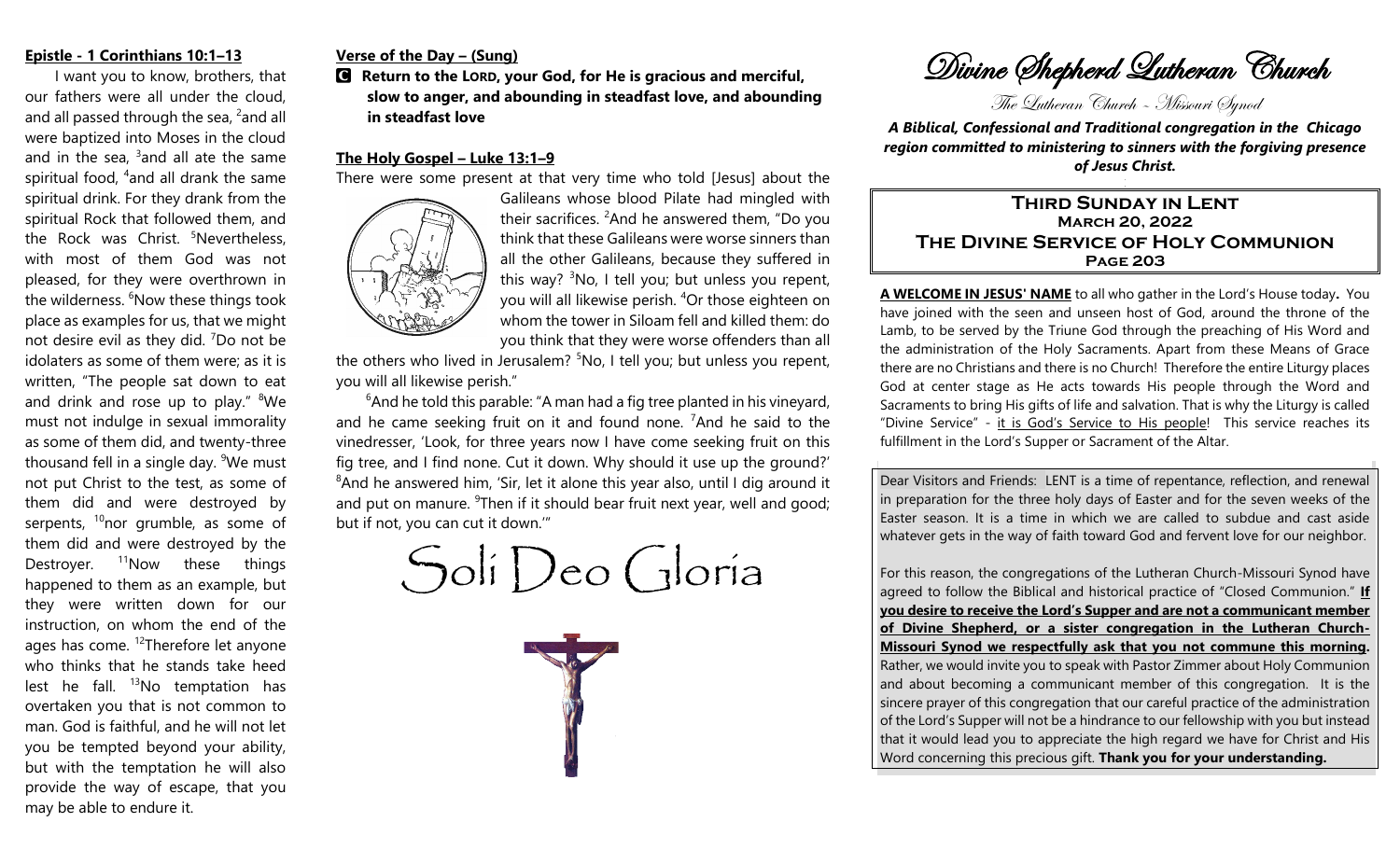**Epistle - 1 Corinthians 10:1–13**

I want you to know, brothers, that our fathers were all under the cloud, and all passed through the sea, [2]and all were baptized into Moses in the cloud and in the sea, [3]and all ate the same spiritual food, [4]and all drank the same spiritual drink. For they drank from the spiritual Rock that followed them, and the Rock was Christ. [5]Nevertheless, with most of them God was not pleased, for they were overthrown in the wilderness. [6]Now these things took place as examples for us, that we might not desire evil as they did. [7]Do not be idolaters as some of them were; as it is written, "The people sat down to eat and drink and rose up to play." [8]We must not indulge in sexual immorality as some of them did, and twenty-three thousand fell in a single day. [9]We must not put Christ to the test, as some of them did and were destroyed by serpents, [10]nor grumble, as some of them did and were destroyed by the Destroyer. [11]Now these things happened to them as an example, but they were written down for our instruction, on whom the end of the ages has come. [12]Therefore let anyone who thinks that he stands take heed lest he fall. [13]No temptation has overtaken you that is not common to man. God is faithful, and he will not let you be tempted beyond your ability, but with the temptation he will also provide the way of escape, that you may be able to endure it.

**Verse of the Day – (Sung)**

**C Return to the LORD, your God, for He is gracious and merciful, slow to anger, and abounding in steadfast love, and abounding in steadfast love**

**The Holy Gospel – Luke 13:1–9**

There were some present at that very time who told [Jesus] about the Galileans whose blood Pilate had mingled with their sacrifices. [2]And he answered them, "Do you think that these Galileans were worse sinners than all the other Galileans, because they suffered in this way? [3]No, I tell you; but unless you repent, you will all likewise perish. [4]Or those eighteen on whom the tower in Siloam fell and killed them: do you think that they were worse offenders than all the others who lived in Jerusalem? [5]No, I tell you; but unless you repent, you will all likewise perish."

[6]And he told this parable: "A man had a fig tree planted in his vineyard, and he came seeking fruit on it and found none. [7]And he said to the vinedresser, 'Look, for three years now I have come seeking fruit on this fig tree, and I find none. Cut it down. Why should it use up the ground?' [8]And he answered him, 'Sir, let it alone this year also, until I dig around it and put on manure. [9]Then if it should bear fruit next year, well and good; but if not, you can cut it down.'"

Soli Deo Gloria

# Divine Shepherd Lutheran Church

The Lutheran Church ~ Missouri Synod

***A Biblical, Confessional and Traditional congregation in the Chicago region committed to ministering to sinners with the forgiving presence of Jesus Christ.***

## Third Sunday in Lent
## March 20, 2022
## The Divine Service of Holy Communion
## Page 203

**A WELCOME IN JESUS' NAME** to all who gather in the Lord's House today**.** You have joined with the seen and unseen host of God, around the throne of the Lamb, to be served by the Triune God through the preaching of His Word and the administration of the Holy Sacraments. Apart from these Means of Grace there are no Christians and there is no Church! Therefore the entire Liturgy places God at center stage as He acts towards His people through the Word and Sacraments to bring His gifts of life and salvation. That is why the Liturgy is called "Divine Service" - it is God's Service to His people! This service reaches its fulfillment in the Lord's Supper or Sacrament of the Altar.

Dear Visitors and Friends: LENT is a time of repentance, reflection, and renewal in preparation for the three holy days of Easter and for the seven weeks of the Easter season. It is a time in which we are called to subdue and cast aside whatever gets in the way of faith toward God and fervent love for our neighbor.

For this reason, the congregations of the Lutheran Church-Missouri Synod have agreed to follow the Biblical and historical practice of "Closed Communion." **If you desire to receive the Lord's Supper and are not a communicant member of Divine Shepherd, or a sister congregation in the Lutheran Church-Missouri Synod we respectfully ask that you not commune this morning.** Rather, we would invite you to speak with Pastor Zimmer about Holy Communion and about becoming a communicant member of this congregation. It is the sincere prayer of this congregation that our careful practice of the administration of the Lord's Supper will not be a hindrance to our fellowship with you but instead that it would lead you to appreciate the high regard we have for Christ and His Word concerning this precious gift. **Thank you for your understanding.**